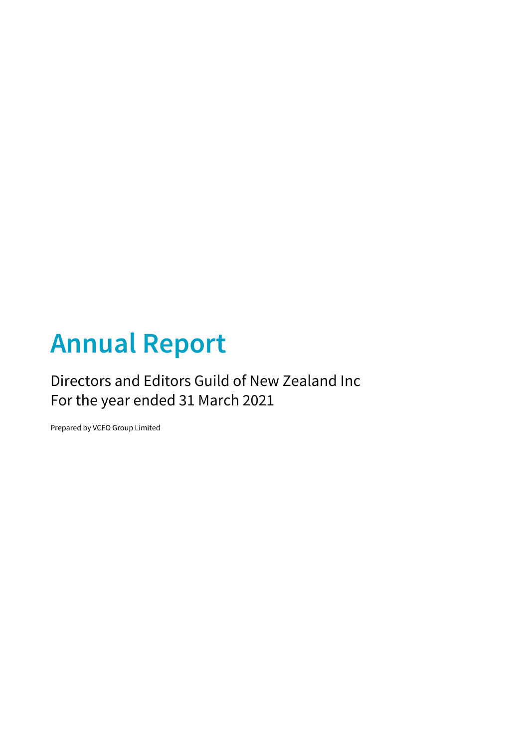# Annual Report

Directors and Editors Guild of New Zealand Inc
For the year ended 31 March 2021

Prepared by VCFO Group Limited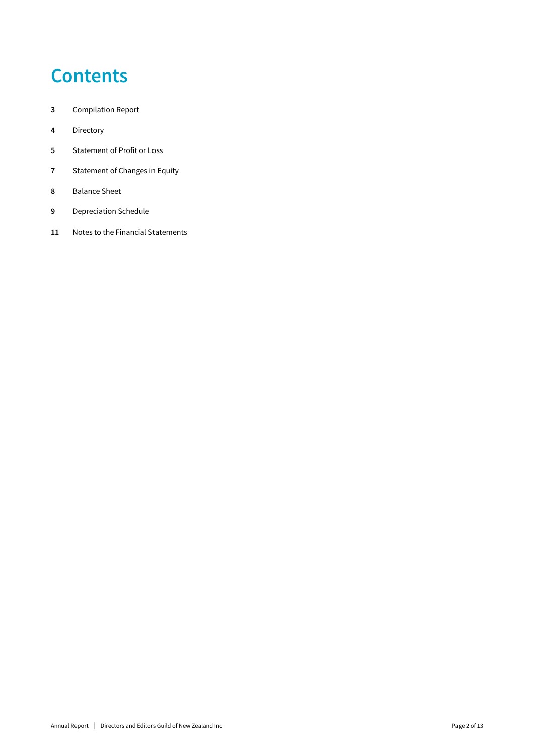# Contents

| | |
|---|---|
| **3** | Compilation Report |
| **4** | Directory |
| **5** | Statement of Profit or Loss |
| **7** | Statement of Changes in Equity |
| **8** | Balance Sheet |
| **9** | Depreciation Schedule |
| **11** | Notes to the Financial Statements |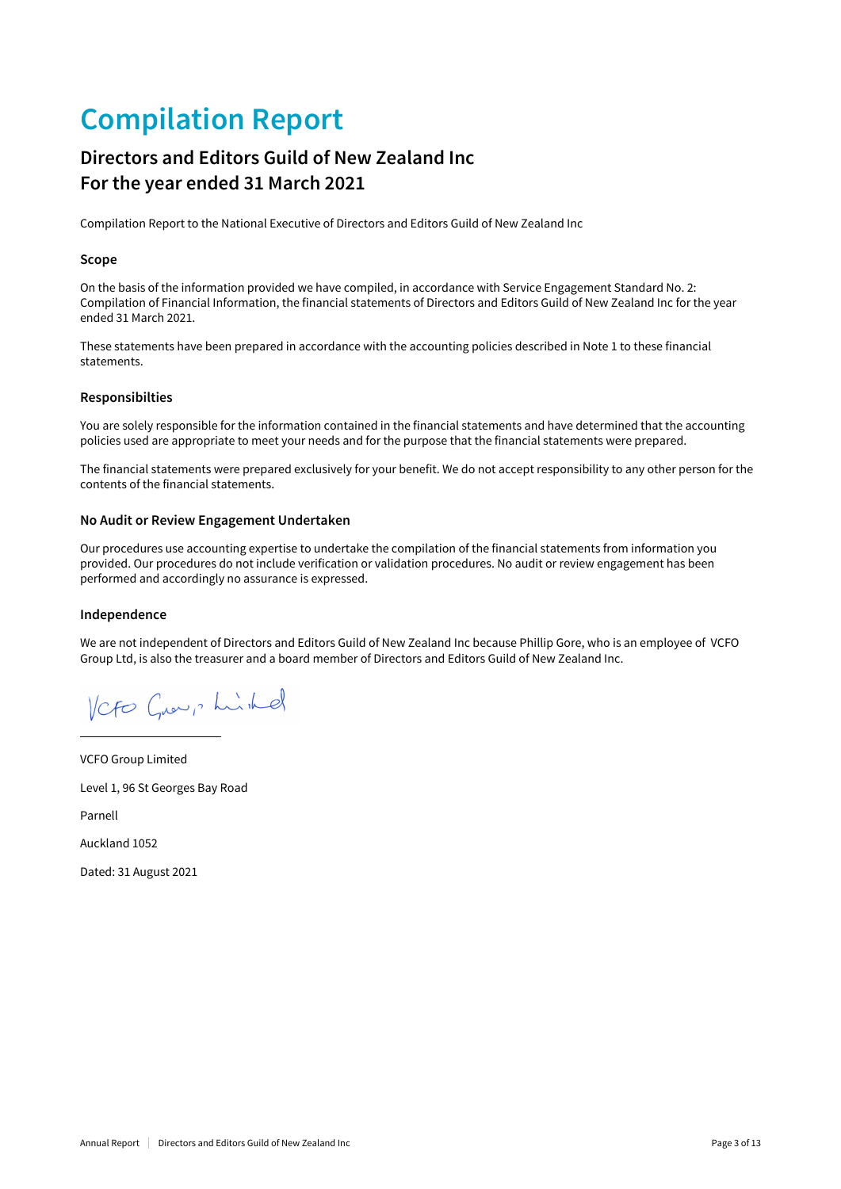# Compilation Report

## Directors and Editors Guild of New Zealand Inc
## For the year ended 31 March 2021

Compilation Report to the National Executive of Directors and Editors Guild of New Zealand Inc

### Scope

On the basis of the information provided we have compiled, in accordance with Service Engagement Standard No. 2: Compilation of Financial Information, the financial statements of Directors and Editors Guild of New Zealand Inc for the year ended 31 March 2021.

These statements have been prepared in accordance with the accounting policies described in Note 1 to these financial statements.

### Responsibilties

You are solely responsible for the information contained in the financial statements and have determined that the accounting policies used are appropriate to meet your needs and for the purpose that the financial statements were prepared.

The financial statements were prepared exclusively for your benefit. We do not accept responsibility to any other person for the contents of the financial statements.

### No Audit or Review Engagement Undertaken

Our procedures use accounting expertise to undertake the compilation of the financial statements from information you provided. Our procedures do not include verification or validation procedures. No audit or review engagement has been performed and accordingly no assurance is expressed.

### Independence

We are not independent of Directors and Editors Guild of New Zealand Inc because Phillip Gore, who is an employee of VCFO Group Ltd, is also the treasurer and a board member of Directors and Editors Guild of New Zealand Inc.

VCFO Group Limited

VCFO Group Limited

Level 1, 96 St Georges Bay Road

Parnell

Auckland 1052

Dated: 31 August 2021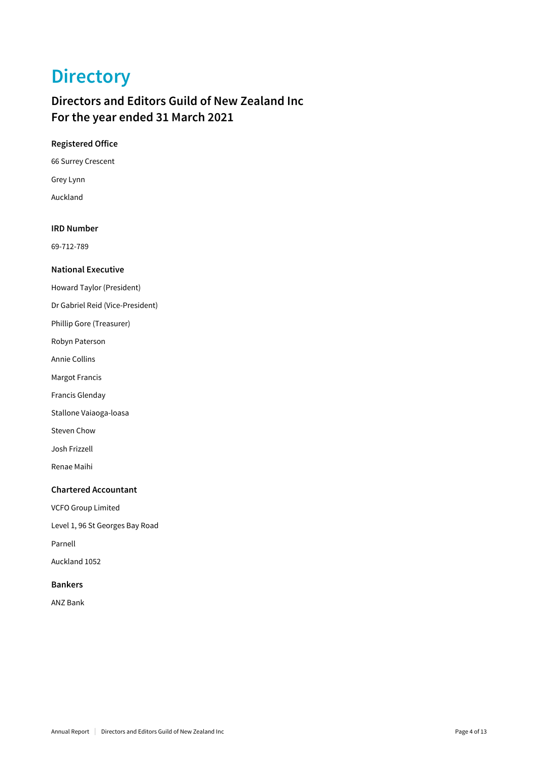# Directory

## Directors and Editors Guild of New Zealand Inc
## For the year ended 31 March 2021

### Registered Office

66 Surrey Crescent

Grey Lynn

Auckland

### IRD Number

69-712-789

### National Executive

Howard Taylor (President)

Dr Gabriel Reid (Vice-President)

Phillip Gore (Treasurer)

Robyn Paterson

Annie Collins

Margot Francis

Francis Glenday

Stallone Vaiaoga-loasa

Steven Chow

Josh Frizzell

Renae Maihi

### Chartered Accountant

VCFO Group Limited

Level 1, 96 St Georges Bay Road

Parnell

Auckland 1052

### Bankers

ANZ Bank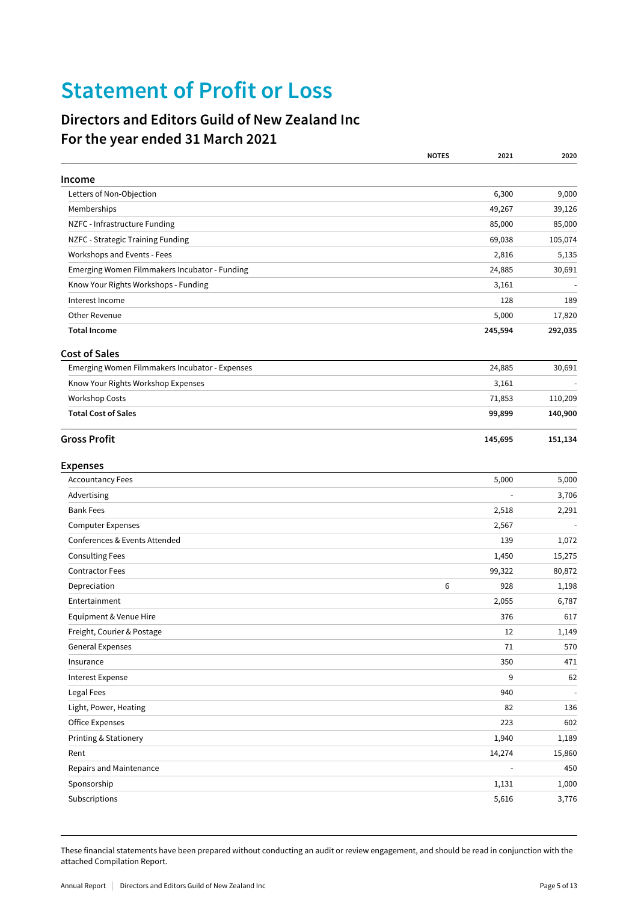# Statement of Profit or Loss

## Directors and Editors Guild of New Zealand Inc
## For the year ended 31 March 2021

| | NOTES | 2021 | 2020 |
|---|---|---|---|
| **Income** | | | |
| Letters of Non-Objection | | 6,300 | 9,000 |
| Memberships | | 49,267 | 39,126 |
| NZFC - Infrastructure Funding | | 85,000 | 85,000 |
| NZFC - Strategic Training Funding | | 69,038 | 105,074 |
| Workshops and Events - Fees | | 2,816 | 5,135 |
| Emerging Women Filmmakers Incubator - Funding | | 24,885 | 30,691 |
| Know Your Rights Workshops - Funding | | 3,161 | - |
| Interest Income | | 128 | 189 |
| Other Revenue | | 5,000 | 17,820 |
| **Total Income** | | **245,594** | **292,035** |
| **Cost of Sales** | | | |
| Emerging Women Filmmakers Incubator - Expenses | | 24,885 | 30,691 |
| Know Your Rights Workshop Expenses | | 3,161 | - |
| Workshop Costs | | 71,853 | 110,209 |
| **Total Cost of Sales** | | **99,899** | **140,900** |
| **Gross Profit** | | **145,695** | **151,134** |
| **Expenses** | | | |
| Accountancy Fees | | 5,000 | 5,000 |
| Advertising | | - | 3,706 |
| Bank Fees | | 2,518 | 2,291 |
| Computer Expenses | | 2,567 | - |
| Conferences & Events Attended | | 139 | 1,072 |
| Consulting Fees | | 1,450 | 15,275 |
| Contractor Fees | | 99,322 | 80,872 |
| Depreciation | 6 | 928 | 1,198 |
| Entertainment | | 2,055 | 6,787 |
| Equipment & Venue Hire | | 376 | 617 |
| Freight, Courier & Postage | | 12 | 1,149 |
| General Expenses | | 71 | 570 |
| Insurance | | 350 | 471 |
| Interest Expense | | 9 | 62 |
| Legal Fees | | 940 | - |
| Light, Power, Heating | | 82 | 136 |
| Office Expenses | | 223 | 602 |
| Printing & Stationery | | 1,940 | 1,189 |
| Rent | | 14,274 | 15,860 |
| Repairs and Maintenance | | - | 450 |
| Sponsorship | | 1,131 | 1,000 |
| Subscriptions | | 5,616 | 3,776 |

These financial statements have been prepared without conducting an audit or review engagement, and should be read in conjunction with the attached Compilation Report.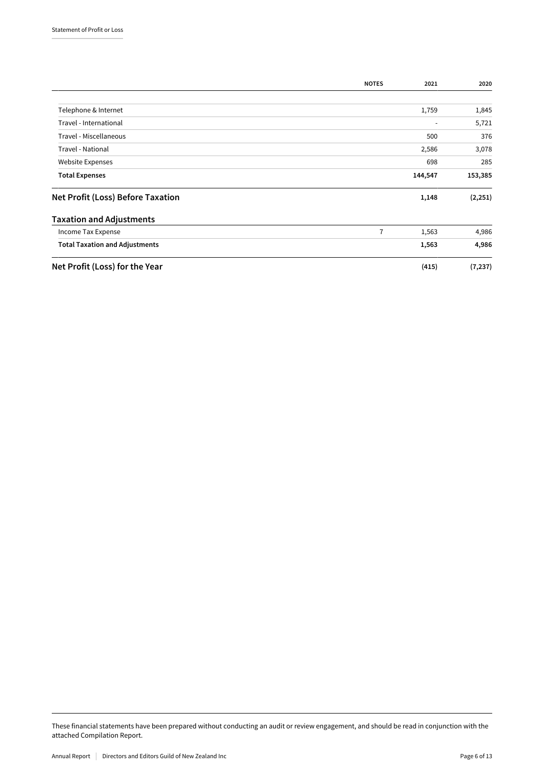| | NOTES | 2021 | 2020 |
|---|---|---|---|
| Telephone & Internet | | 1,759 | 1,845 |
| Travel - International | | - | 5,721 |
| Travel - Miscellaneous | | 500 | 376 |
| Travel - National | | 2,586 | 3,078 |
| Website Expenses | | 698 | 285 |
| **Total Expenses** | | **144,547** | **153,385** |
| **Net Profit (Loss) Before Taxation** | | **1,148** | **(2,251)** |
| **Taxation and Adjustments** | | | |
| Income Tax Expense | 7 | 1,563 | 4,986 |
| **Total Taxation and Adjustments** | | **1,563** | **4,986** |
| **Net Profit (Loss) for the Year** | | **(415)** | **(7,237)** |

These financial statements have been prepared without conducting an audit or review engagement, and should be read in conjunction with the attached Compilation Report.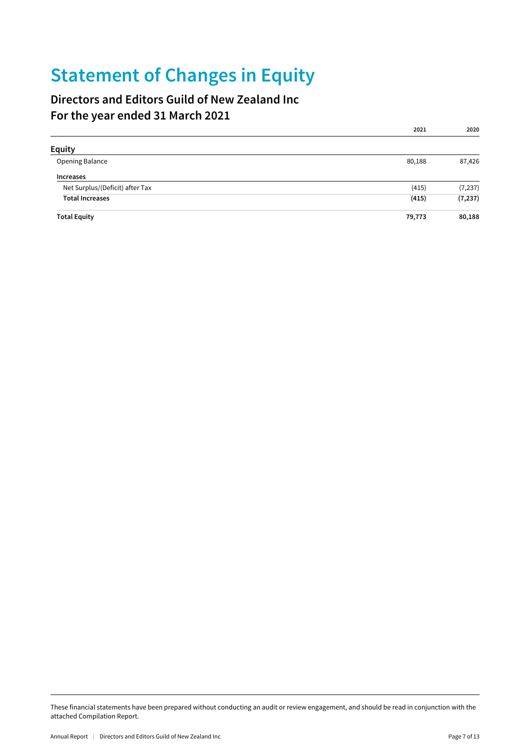# Statement of Changes in Equity

## Directors and Editors Guild of New Zealand Inc
## For the year ended 31 March 2021

| | 2021 | 2020 |
|---|---|---|
| **Equity** | | |
| Opening Balance | 80,188 | 87,426 |
| **Increases** | | |
| Net Surplus/(Deficit) after Tax | (415) | (7,237) |
| **Total Increases** | **(415)** | **(7,237)** |
| **Total Equity** | **79,773** | **80,188** |

These financial statements have been prepared without conducting an audit or review engagement, and should be read in conjunction with the attached Compilation Report.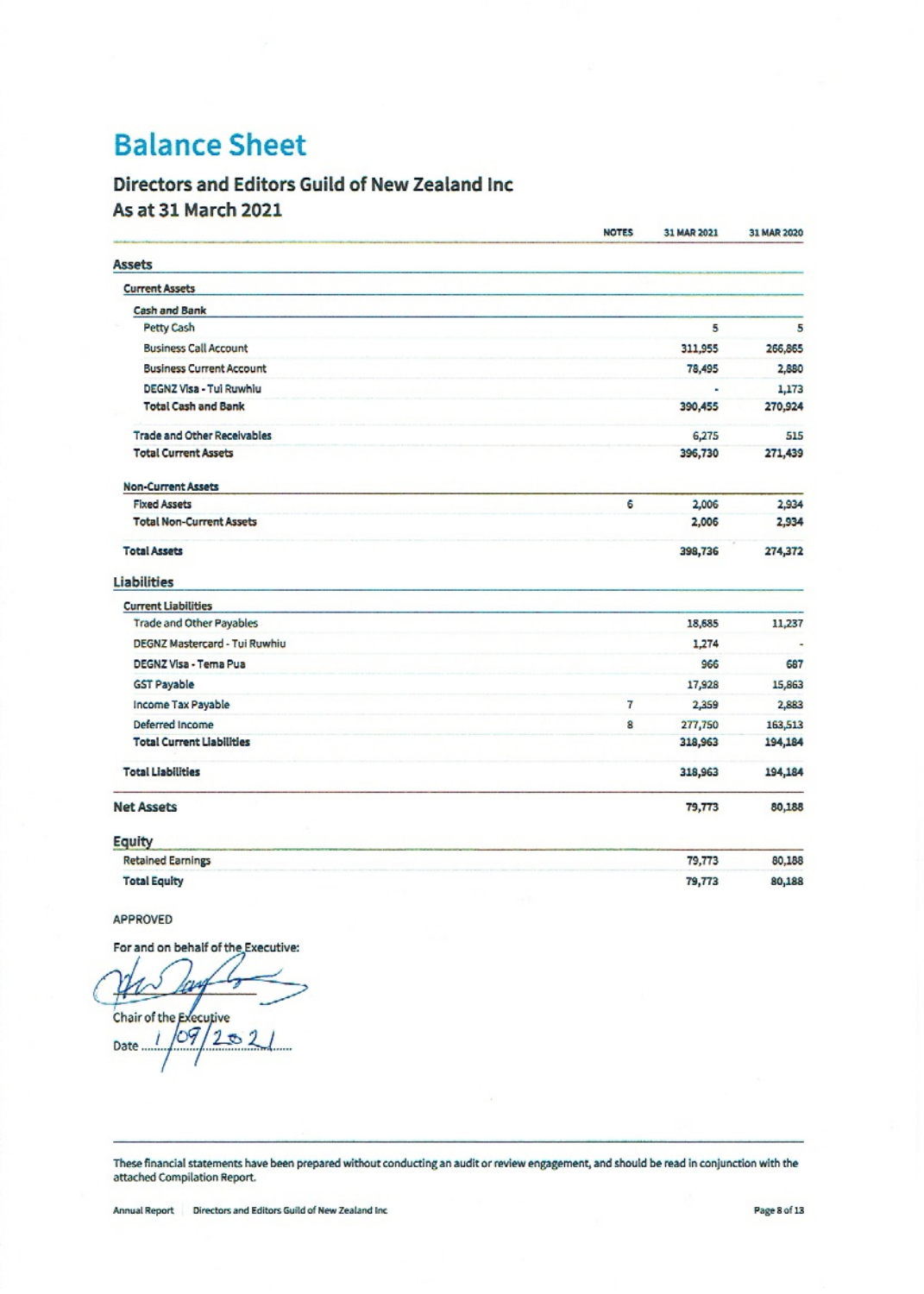# Balance Sheet

## Directors and Editors Guild of New Zealand Inc
## As at 31 March 2021

| | NOTES | 31 MAR 2021 | 31 MAR 2020 |
|---|---|---|---|
| **Assets** | | | |
| **Current Assets** | | | |
| **Cash and Bank** | | | |
| Petty Cash | | 5 | 5 |
| Business Call Account | | 311,955 | 266,865 |
| Business Current Account | | 78,495 | 2,880 |
| DEGNZ Visa - Tui Ruwhiu | | - | 1,173 |
| **Total Cash and Bank** | | **390,455** | **270,924** |
| Trade and Other Receivables | | 6,275 | 515 |
| **Total Current Assets** | | **396,730** | **271,439** |
| **Non-Current Assets** | | | |
| Fixed Assets | 6 | 2,006 | 2,934 |
| **Total Non-Current Assets** | | **2,006** | **2,934** |
| **Total Assets** | | **398,736** | **274,372** |
| **Liabilities** | | | |
| **Current Liabilities** | | | |
| Trade and Other Payables | | 18,685 | 11,237 |
| DEGNZ Mastercard - Tui Ruwhiu | | 1,274 | - |
| DEGNZ Visa - Tema Pua | | 966 | 687 |
| GST Payable | | 17,928 | 15,863 |
| Income Tax Payable | 7 | 2,359 | 2,883 |
| Deferred Income | 8 | 277,750 | 163,513 |
| **Total Current Liabilities** | | **318,963** | **194,184** |
| **Total Liabilities** | | **318,963** | **194,184** |
| **Net Assets** | | **79,773** | **80,188** |
| **Equity** | | | |
| Retained Earnings | | 79,773 | 80,188 |
| **Total Equity** | | **79,773** | **80,188** |

APPROVED

For and on behalf of the Executive:

Chair of the Executive

Date 1/09/2021

These financial statements have been prepared without conducting an audit or review engagement, and should be read in conjunction with the attached Compilation Report.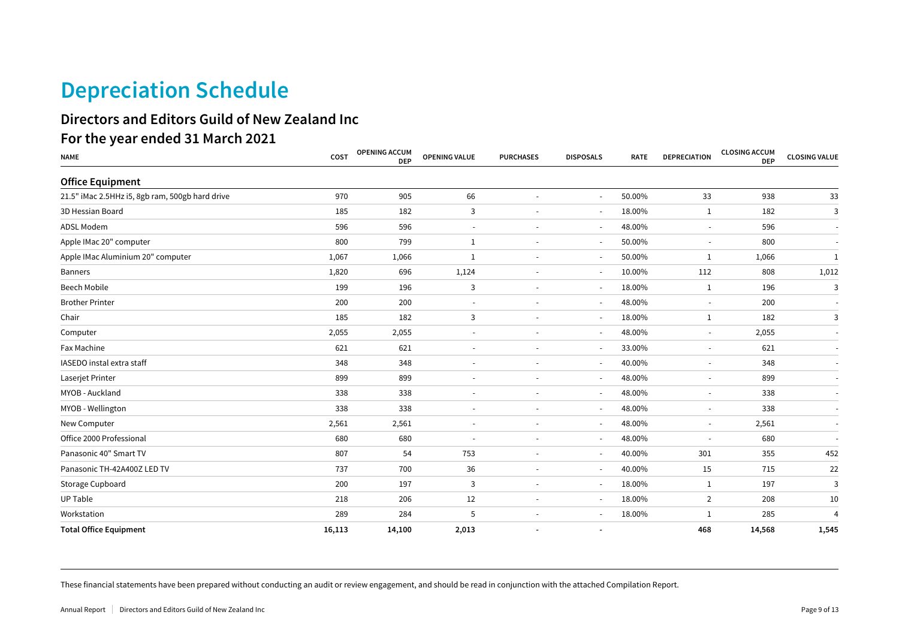# Depreciation Schedule

## Directors and Editors Guild of New Zealand Inc

## For the year ended 31 March 2021

| NAME | COST | OPENING ACCUM DEP | OPENING VALUE | PURCHASES | DISPOSALS | RATE | DEPRECIATION | CLOSING ACCUM DEP | CLOSING VALUE |
|---|---|---|---|---|---|---|---|---|---|
| **Office Equipment** | | | | | | | | | |
| 21.5" iMac 2.5HHz i5, 8gb ram, 500gb hard drive | 970 | 905 | 66 | - | - | 50.00% | 33 | 938 | 33 |
| 3D Hessian Board | 185 | 182 | 3 | - | - | 18.00% | 1 | 182 | 3 |
| ADSL Modem | 596 | 596 | - | - | - | 48.00% | - | 596 | - |
| Apple IMac 20" computer | 800 | 799 | 1 | - | - | 50.00% | - | 800 | - |
| Apple IMac Aluminium 20" computer | 1,067 | 1,066 | 1 | - | - | 50.00% | 1 | 1,066 | 1 |
| Banners | 1,820 | 696 | 1,124 | - | - | 10.00% | 112 | 808 | 1,012 |
| Beech Mobile | 199 | 196 | 3 | - | - | 18.00% | 1 | 196 | 3 |
| Brother Printer | 200 | 200 | - | - | - | 48.00% | - | 200 | - |
| Chair | 185 | 182 | 3 | - | - | 18.00% | 1 | 182 | 3 |
| Computer | 2,055 | 2,055 | - | - | - | 48.00% | - | 2,055 | - |
| Fax Machine | 621 | 621 | - | - | - | 33.00% | - | 621 | - |
| IASEDO instal extra staff | 348 | 348 | - | - | - | 40.00% | - | 348 | - |
| Laserjet Printer | 899 | 899 | - | - | - | 48.00% | - | 899 | - |
| MYOB - Auckland | 338 | 338 | - | - | - | 48.00% | - | 338 | - |
| MYOB - Wellington | 338 | 338 | - | - | - | 48.00% | - | 338 | - |
| New Computer | 2,561 | 2,561 | - | - | - | 48.00% | - | 2,561 | - |
| Office 2000 Professional | 680 | 680 | - | - | - | 48.00% | - | 680 | - |
| Panasonic 40" Smart TV | 807 | 54 | 753 | - | - | 40.00% | 301 | 355 | 452 |
| Panasonic TH-42A400Z LED TV | 737 | 700 | 36 | - | - | 40.00% | 15 | 715 | 22 |
| Storage Cupboard | 200 | 197 | 3 | - | - | 18.00% | 1 | 197 | 3 |
| UP Table | 218 | 206 | 12 | - | - | 18.00% | 2 | 208 | 10 |
| Workstation | 289 | 284 | 5 | - | - | 18.00% | 1 | 285 | 4 |
| **Total Office Equipment** | **16,113** | **14,100** | **2,013** | **-** | **-** | | **468** | **14,568** | **1,545** |

These financial statements have been prepared without conducting an audit or review engagement, and should be read in conjunction with the attached Compilation Report.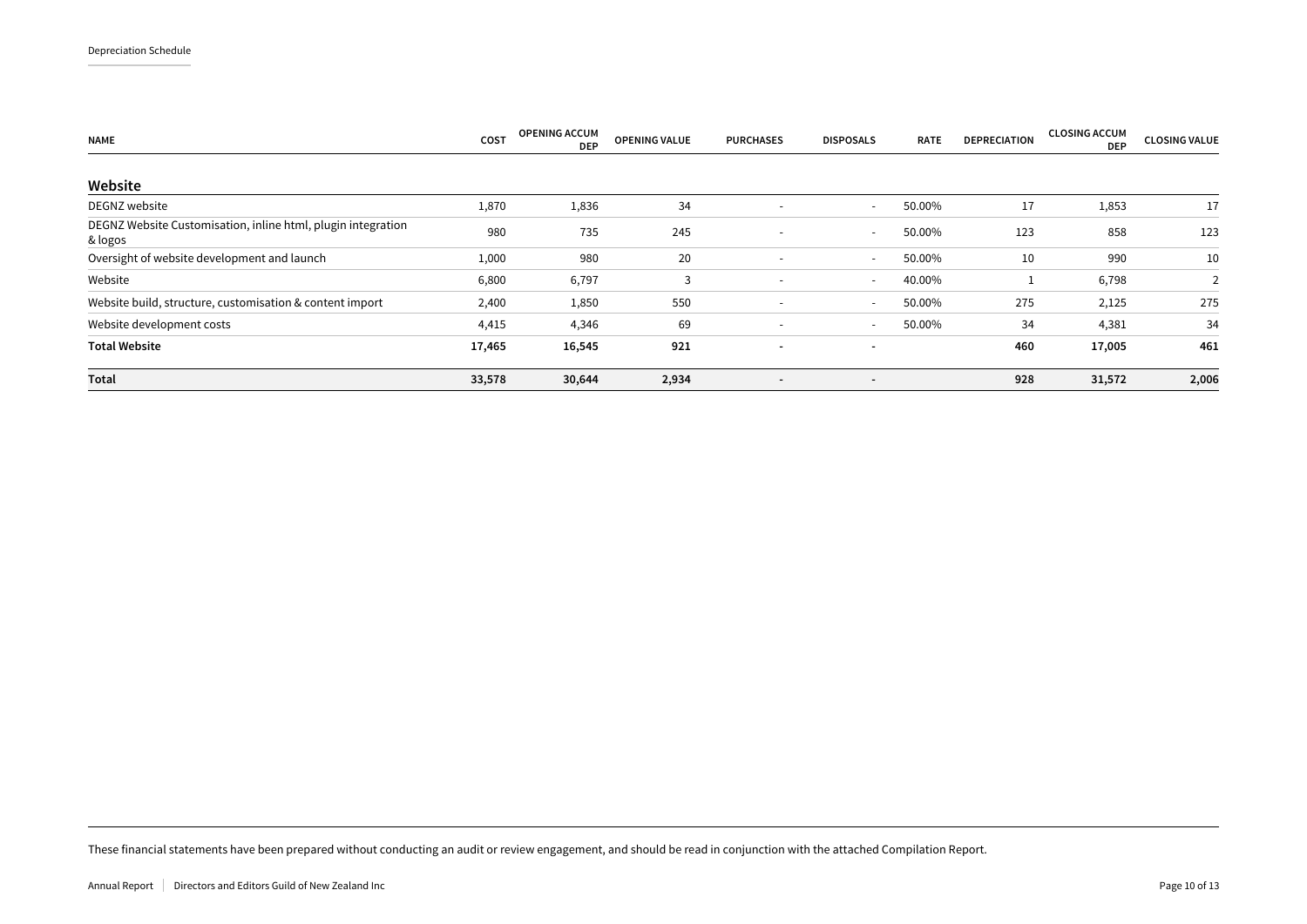Depreciation Schedule

| NAME | COST | OPENING ACCUM DEP | OPENING VALUE | PURCHASES | DISPOSALS | RATE | DEPRECIATION | CLOSING ACCUM DEP | CLOSING VALUE |
|---|---|---|---|---|---|---|---|---|---|
| **Website** | | | | | | | | | |
| DEGNZ website | 1,870 | 1,836 | 34 | - | - | 50.00% | 17 | 1,853 | 17 |
| DEGNZ Website Customisation, inline html, plugin integration & logos | 980 | 735 | 245 | - | - | 50.00% | 123 | 858 | 123 |
| Oversight of website development and launch | 1,000 | 980 | 20 | - | - | 50.00% | 10 | 990 | 10 |
| Website | 6,800 | 6,797 | 3 | - | - | 40.00% | 1 | 6,798 | 2 |
| Website build, structure, customisation & content import | 2,400 | 1,850 | 550 | - | - | 50.00% | 275 | 2,125 | 275 |
| Website development costs | 4,415 | 4,346 | 69 | - | - | 50.00% | 34 | 4,381 | 34 |
| **Total Website** | **17,465** | **16,545** | **921** | **-** | **-** | | **460** | **17,005** | **461** |
| **Total** | **33,578** | **30,644** | **2,934** | **-** | **-** | | **928** | **31,572** | **2,006** |

These financial statements have been prepared without conducting an audit or review engagement, and should be read in conjunction with the attached Compilation Report.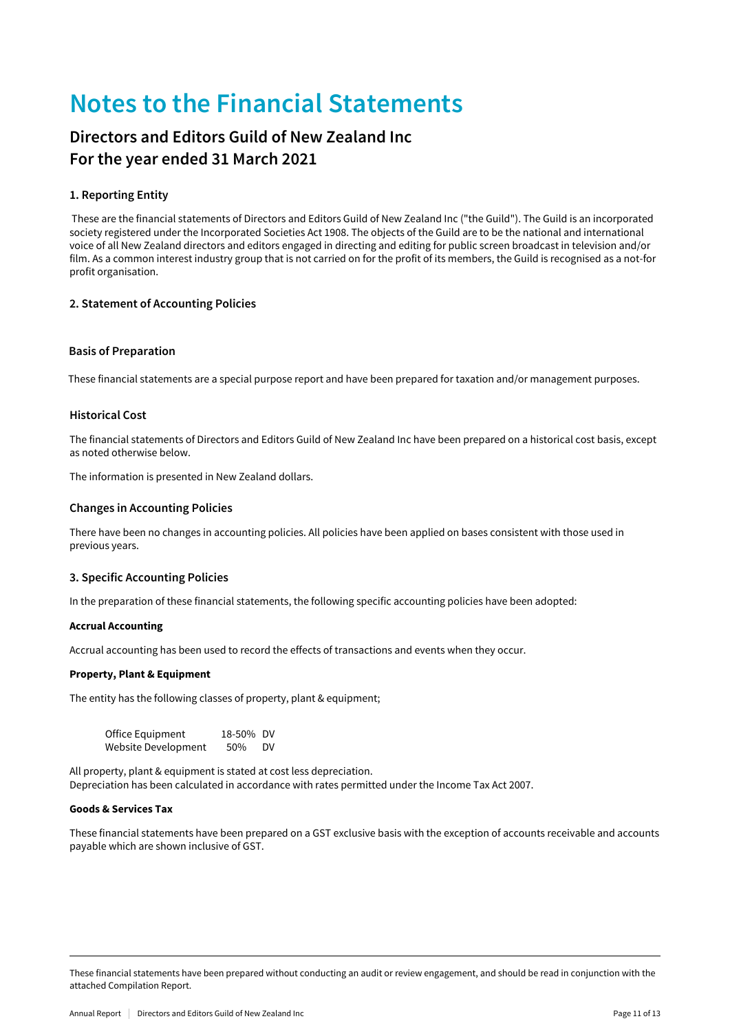# Notes to the Financial Statements

## Directors and Editors Guild of New Zealand Inc
## For the year ended 31 March 2021

### 1. Reporting Entity

These are the financial statements of Directors and Editors Guild of New Zealand Inc ("the Guild"). The Guild is an incorporated society registered under the Incorporated Societies Act 1908. The objects of the Guild are to be the national and international voice of all New Zealand directors and editors engaged in directing and editing for public screen broadcast in television and/or film. As a common interest industry group that is not carried on for the profit of its members, the Guild is recognised as a not-for profit organisation.

### 2. Statement of Accounting Policies

#### Basis of Preparation

These financial statements are a special purpose report and have been prepared for taxation and/or management purposes.

#### Historical Cost

The financial statements of Directors and Editors Guild of New Zealand Inc have been prepared on a historical cost basis, except as noted otherwise below.

The information is presented in New Zealand dollars.

#### Changes in Accounting Policies

There have been no changes in accounting policies. All policies have been applied on bases consistent with those used in previous years.

### 3. Specific Accounting Policies

In the preparation of these financial statements, the following specific accounting policies have been adopted:

**Accrual Accounting**

Accrual accounting has been used to record the effects of transactions and events when they occur.

**Property, Plant & Equipment**

The entity has the following classes of property, plant & equipment;

| | | |
|---|---|---|
| Office Equipment | 18-50% | DV |
| Website Development | 50% | DV |

All property, plant & equipment is stated at cost less depreciation.
Depreciation has been calculated in accordance with rates permitted under the Income Tax Act 2007.

**Goods & Services Tax**

These financial statements have been prepared on a GST exclusive basis with the exception of accounts receivable and accounts payable which are shown inclusive of GST.

These financial statements have been prepared without conducting an audit or review engagement, and should be read in conjunction with the attached Compilation Report.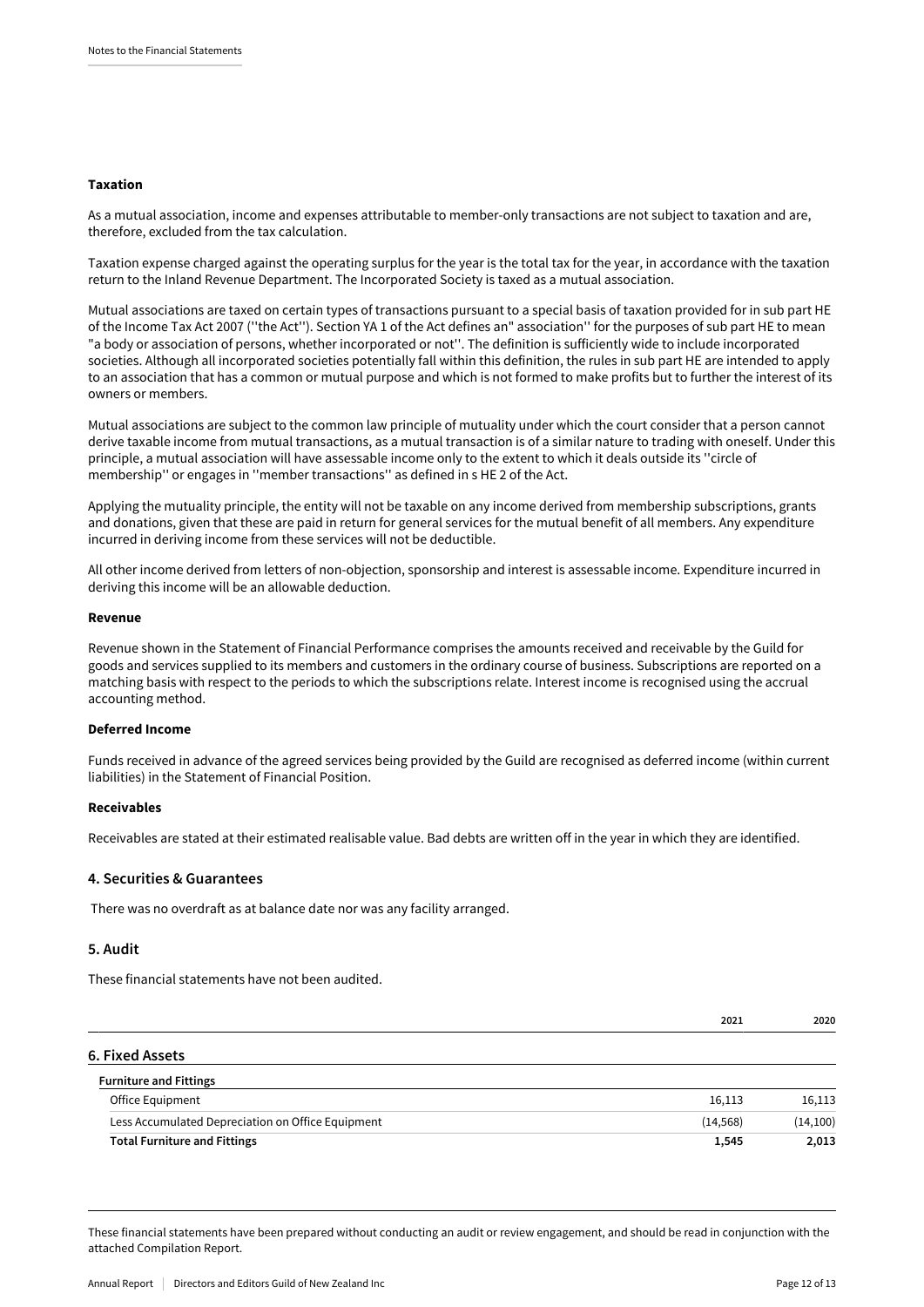### Taxation

As a mutual association, income and expenses attributable to member-only transactions are not subject to taxation and are, therefore, excluded from the tax calculation.

Taxation expense charged against the operating surplus for the year is the total tax for the year, in accordance with the taxation return to the Inland Revenue Department. The Incorporated Society is taxed as a mutual association.

Mutual associations are taxed on certain types of transactions pursuant to a special basis of taxation provided for in sub part HE of the Income Tax Act 2007 (''the Act''). Section YA 1 of the Act defines an" association'' for the purposes of sub part HE to mean "a body or association of persons, whether incorporated or not''. The definition is sufficiently wide to include incorporated societies. Although all incorporated societies potentially fall within this definition, the rules in sub part HE are intended to apply to an association that has a common or mutual purpose and which is not formed to make profits but to further the interest of its owners or members.

Mutual associations are subject to the common law principle of mutuality under which the court consider that a person cannot derive taxable income from mutual transactions, as a mutual transaction is of a similar nature to trading with oneself. Under this principle, a mutual association will have assessable income only to the extent to which it deals outside its ''circle of membership'' or engages in ''member transactions'' as defined in s HE 2 of the Act.

Applying the mutuality principle, the entity will not be taxable on any income derived from membership subscriptions, grants and donations, given that these are paid in return for general services for the mutual benefit of all members. Any expenditure incurred in deriving income from these services will not be deductible.

All other income derived from letters of non-objection, sponsorship and interest is assessable income. Expenditure incurred in deriving this income will be an allowable deduction.

### Revenue

Revenue shown in the Statement of Financial Performance comprises the amounts received and receivable by the Guild for goods and services supplied to its members and customers in the ordinary course of business. Subscriptions are reported on a matching basis with respect to the periods to which the subscriptions relate. Interest income is recognised using the accrual accounting method.

### Deferred Income

Funds received in advance of the agreed services being provided by the Guild are recognised as deferred income (within current liabilities) in the Statement of Financial Position.

### Receivables

Receivables are stated at their estimated realisable value. Bad debts are written off in the year in which they are identified.

## 4. Securities & Guarantees

There was no overdraft as at balance date nor was any facility arranged.

## 5. Audit

These financial statements have not been audited.

## 6. Fixed Assets

| | 2021 | 2020 |
|---|---|---|
| **Furniture and Fittings** | | |
| Office Equipment | 16,113 | 16,113 |
| Less Accumulated Depreciation on Office Equipment | (14,568) | (14,100) |
| **Total Furniture and Fittings** | **1,545** | **2,013** |

These financial statements have been prepared without conducting an audit or review engagement, and should be read in conjunction with the attached Compilation Report.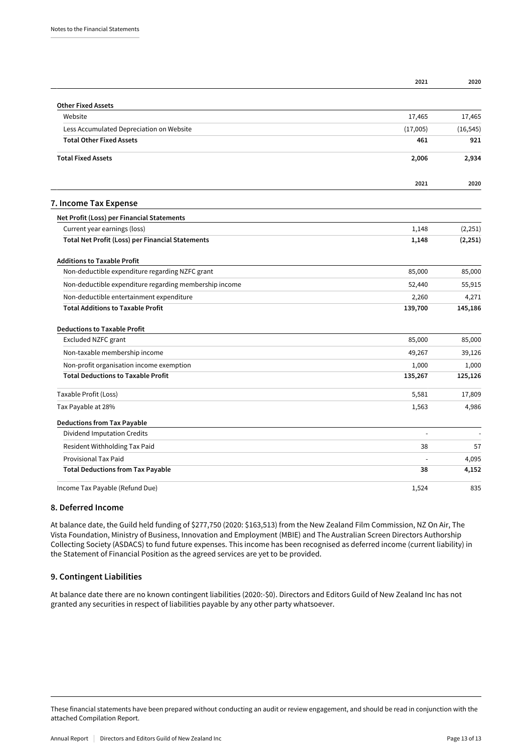| | 2021 | 2020 |
|---|---|---|
| **Other Fixed Assets** | | |
| Website | 17,465 | 17,465 |
| Less Accumulated Depreciation on Website | (17,005) | (16,545) |
| **Total Other Fixed Assets** | **461** | **921** |
| **Total Fixed Assets** | **2,006** | **2,934** |

## 7. Income Tax Expense

| | 2021 | 2020 |
|---|---|---|
| **Net Profit (Loss) per Financial Statements** | | |
| Current year earnings (loss) | 1,148 | (2,251) |
| **Total Net Profit (Loss) per Financial Statements** | **1,148** | **(2,251)** |
| **Additions to Taxable Profit** | | |
| Non-deductible expenditure regarding NZFC grant | 85,000 | 85,000 |
| Non-deductible expenditure regarding membership income | 52,440 | 55,915 |
| Non-deductible entertainment expenditure | 2,260 | 4,271 |
| **Total Additions to Taxable Profit** | **139,700** | **145,186** |
| **Deductions to Taxable Profit** | | |
| Excluded NZFC grant | 85,000 | 85,000 |
| Non-taxable membership income | 49,267 | 39,126 |
| Non-profit organisation income exemption | 1,000 | 1,000 |
| **Total Deductions to Taxable Profit** | **135,267** | **125,126** |
| Taxable Profit (Loss) | 5,581 | 17,809 |
| Tax Payable at 28% | 1,563 | 4,986 |
| **Deductions from Tax Payable** | | |
| Dividend Imputation Credits | - | - |
| Resident Withholding Tax Paid | 38 | 57 |
| Provisional Tax Paid | - | 4,095 |
| **Total Deductions from Tax Payable** | **38** | **4,152** |
| Income Tax Payable (Refund Due) | 1,524 | 835 |

## 8. Deferred Income

At balance date, the Guild held funding of $277,750 (2020: $163,513) from the New Zealand Film Commission, NZ On Air, The Vista Foundation, Ministry of Business, Innovation and Employment (MBIE) and The Australian Screen Directors Authorship Collecting Society (ASDACS) to fund future expenses. This income has been recognised as deferred income (current liability) in the Statement of Financial Position as the agreed services are yet to be provided.

## 9. Contingent Liabilities

At balance date there are no known contingent liabilities (2020:-$0). Directors and Editors Guild of New Zealand Inc has not granted any securities in respect of liabilities payable by any other party whatsoever.

These financial statements have been prepared without conducting an audit or review engagement, and should be read in conjunction with the attached Compilation Report.